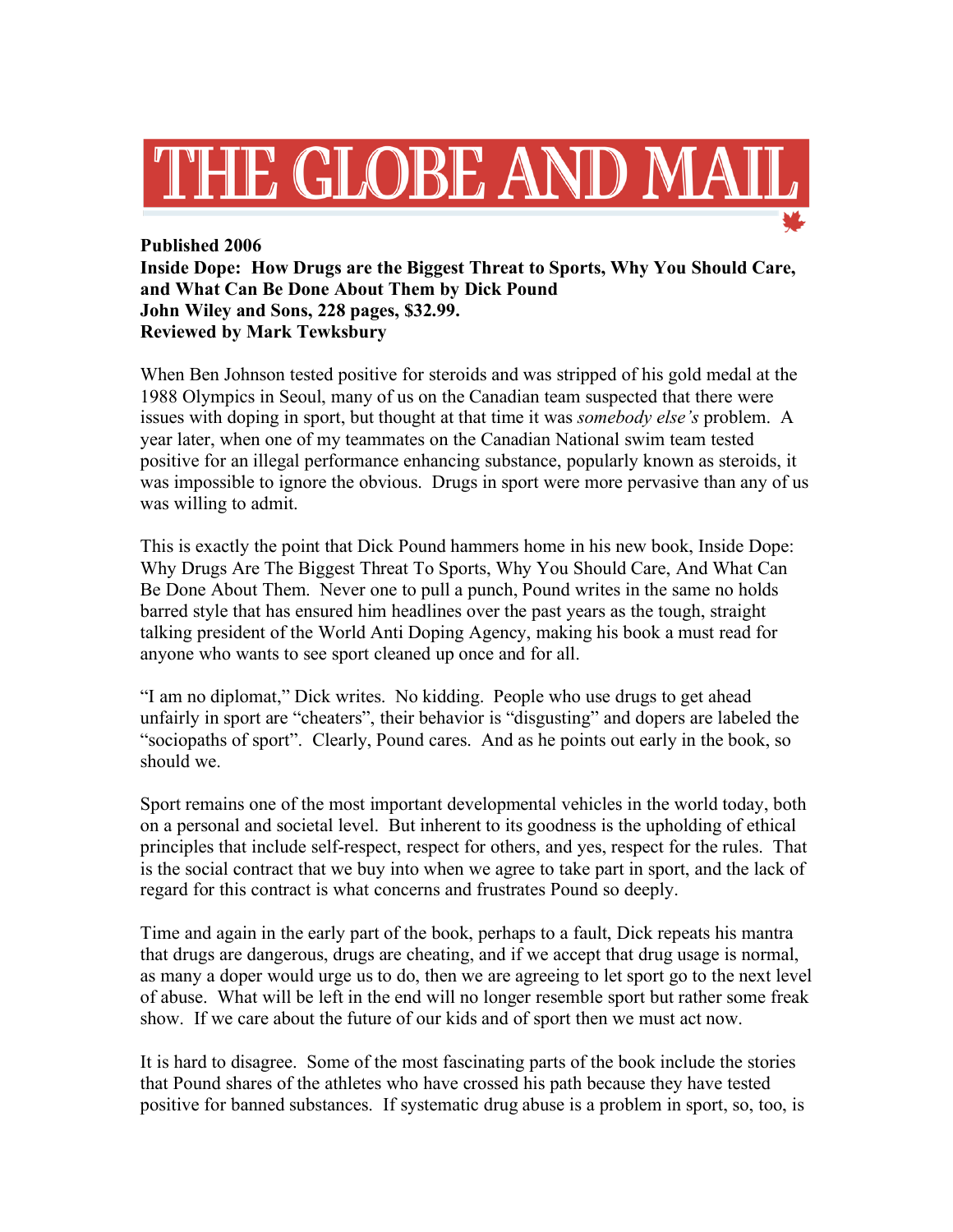# THE GLOBE AND MAIL

**Published 2006**
**Inside Dope: How Drugs are the Biggest Threat to Sports, Why You Should Care, and What Can Be Done About Them by Dick Pound**
**John Wiley and Sons, 228 pages, $32.99.**
**Reviewed by Mark Tewksbury**

When Ben Johnson tested positive for steroids and was stripped of his gold medal at the 1988 Olympics in Seoul, many of us on the Canadian team suspected that there were issues with doping in sport, but thought at that time it was *somebody else's* problem. A year later, when one of my teammates on the Canadian National swim team tested positive for an illegal performance enhancing substance, popularly known as steroids, it was impossible to ignore the obvious. Drugs in sport were more pervasive than any of us was willing to admit.

This is exactly the point that Dick Pound hammers home in his new book, Inside Dope: Why Drugs Are The Biggest Threat To Sports, Why You Should Care, And What Can Be Done About Them. Never one to pull a punch, Pound writes in the same no holds barred style that has ensured him headlines over the past years as the tough, straight talking president of the World Anti Doping Agency, making his book a must read for anyone who wants to see sport cleaned up once and for all.

"I am no diplomat," Dick writes. No kidding. People who use drugs to get ahead unfairly in sport are "cheaters", their behavior is "disgusting" and dopers are labeled the "sociopaths of sport". Clearly, Pound cares. And as he points out early in the book, so should we.

Sport remains one of the most important developmental vehicles in the world today, both on a personal and societal level. But inherent to its goodness is the upholding of ethical principles that include self-respect, respect for others, and yes, respect for the rules. That is the social contract that we buy into when we agree to take part in sport, and the lack of regard for this contract is what concerns and frustrates Pound so deeply.

Time and again in the early part of the book, perhaps to a fault, Dick repeats his mantra that drugs are dangerous, drugs are cheating, and if we accept that drug usage is normal, as many a doper would urge us to do, then we are agreeing to let sport go to the next level of abuse. What will be left in the end will no longer resemble sport but rather some freak show. If we care about the future of our kids and of sport then we must act now.

It is hard to disagree. Some of the most fascinating parts of the book include the stories that Pound shares of the athletes who have crossed his path because they have tested positive for banned substances. If systematic drug abuse is a problem in sport, so, too, is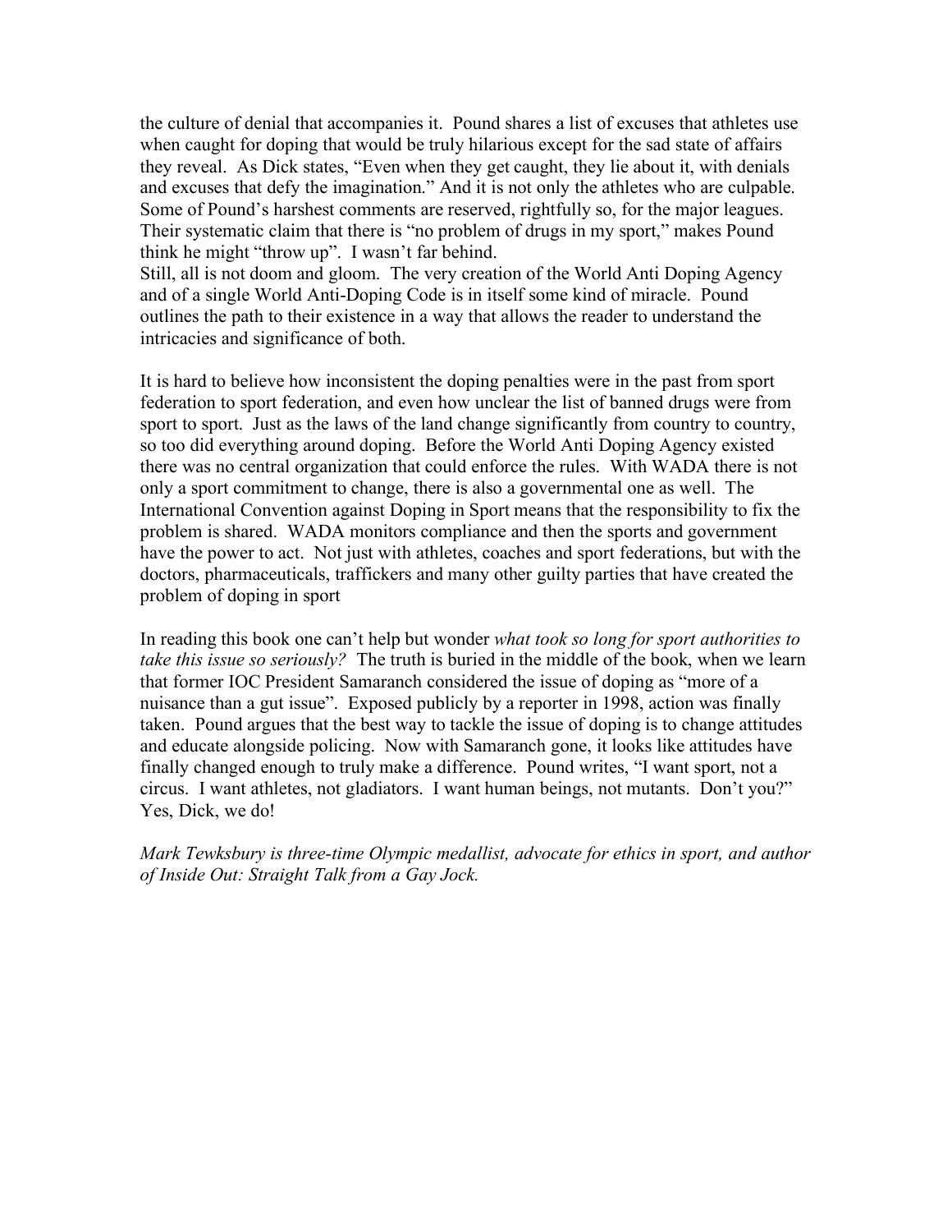the culture of denial that accompanies it. Pound shares a list of excuses that athletes use when caught for doping that would be truly hilarious except for the sad state of affairs they reveal. As Dick states, "Even when they get caught, they lie about it, with denials and excuses that defy the imagination." And it is not only the athletes who are culpable. Some of Pound's harshest comments are reserved, rightfully so, for the major leagues. Their systematic claim that there is "no problem of drugs in my sport," makes Pound think he might "throw up". I wasn't far behind.

Still, all is not doom and gloom. The very creation of the World Anti Doping Agency and of a single World Anti-Doping Code is in itself some kind of miracle. Pound outlines the path to their existence in a way that allows the reader to understand the intricacies and significance of both.

It is hard to believe how inconsistent the doping penalties were in the past from sport federation to sport federation, and even how unclear the list of banned drugs were from sport to sport. Just as the laws of the land change significantly from country to country, so too did everything around doping. Before the World Anti Doping Agency existed there was no central organization that could enforce the rules. With WADA there is not only a sport commitment to change, there is also a governmental one as well. The International Convention against Doping in Sport means that the responsibility to fix the problem is shared. WADA monitors compliance and then the sports and government have the power to act. Not just with athletes, coaches and sport federations, but with the doctors, pharmaceuticals, traffickers and many other guilty parties that have created the problem of doping in sport

In reading this book one can't help but wonder *what took so long for sport authorities to take this issue so seriously?* The truth is buried in the middle of the book, when we learn that former IOC President Samaranch considered the issue of doping as "more of a nuisance than a gut issue". Exposed publicly by a reporter in 1998, action was finally taken. Pound argues that the best way to tackle the issue of doping is to change attitudes and educate alongside policing. Now with Samaranch gone, it looks like attitudes have finally changed enough to truly make a difference. Pound writes, "I want sport, not a circus. I want athletes, not gladiators. I want human beings, not mutants. Don't you?" Yes, Dick, we do!

*Mark Tewksbury is three-time Olympic medallist, advocate for ethics in sport, and author of Inside Out: Straight Talk from a Gay Jock.*